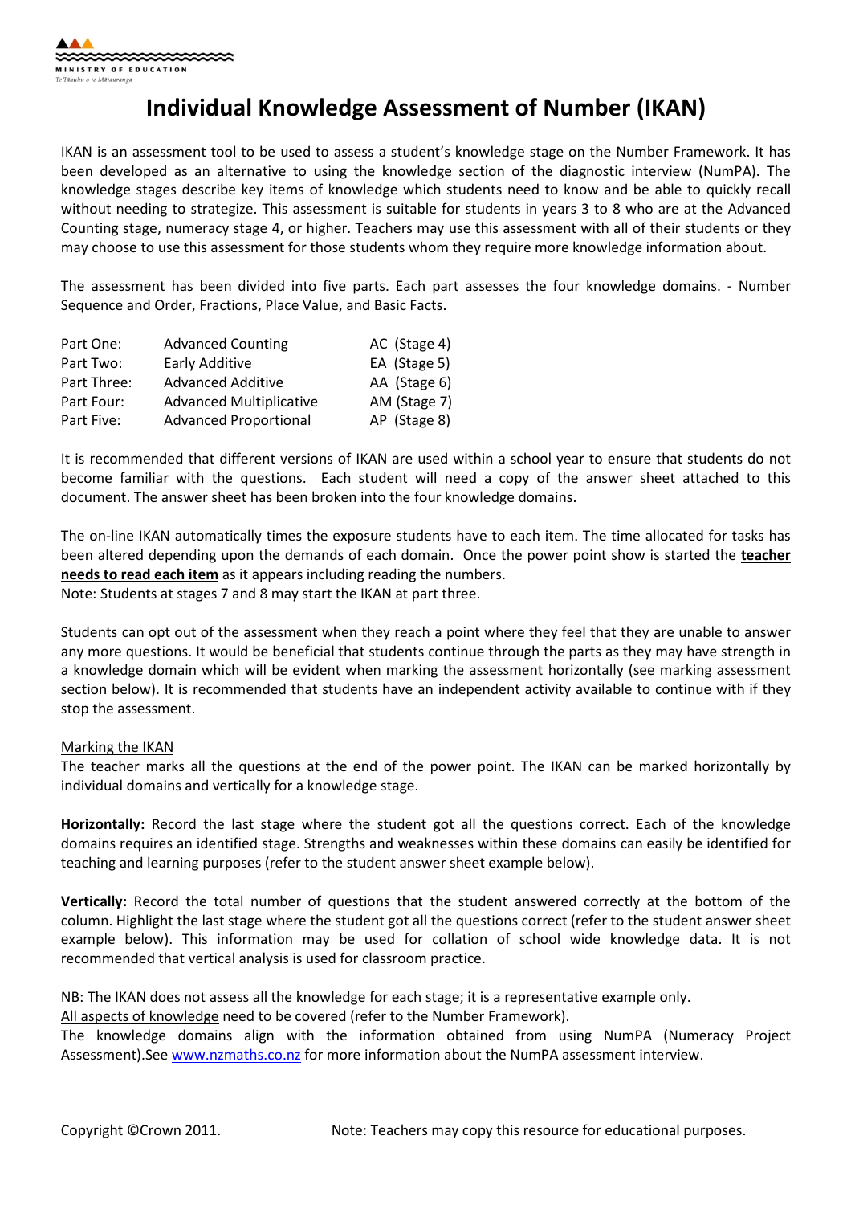# Individual Knowledge Assessment of Number (IKAN)

IKAN is an assessment tool to be used to assess a student's knowledge stage on the Number Framework. It has been developed as an alternative to using the knowledge section of the diagnostic interview (NumPA). The knowledge stages describe key items of knowledge which students need to know and be able to quickly recall without needing to strategize. This assessment is suitable for students in years 3 to 8 who are at the Advanced Counting stage, numeracy stage 4, or higher. Teachers may use this assessment with all of their students or they may choose to use this assessment for those students whom they require more knowledge information about.

The assessment has been divided into five parts. Each part assesses the four knowledge domains. - Number Sequence and Order, Fractions, Place Value, and Basic Facts.

| | | |
|---|---|---|
| Part One: | Advanced Counting | AC (Stage 4) |
| Part Two: | Early Additive | EA (Stage 5) |
| Part Three: | Advanced Additive | AA (Stage 6) |
| Part Four: | Advanced Multiplicative | AM (Stage 7) |
| Part Five: | Advanced Proportional | AP (Stage 8) |

It is recommended that different versions of IKAN are used within a school year to ensure that students do not become familiar with the questions. Each student will need a copy of the answer sheet attached to this document. The answer sheet has been broken into the four knowledge domains.

The on-line IKAN automatically times the exposure students have to each item. The time allocated for tasks has been altered depending upon the demands of each domain. Once the power point show is started the **teacher needs to read each item** as it appears including reading the numbers.
Note: Students at stages 7 and 8 may start the IKAN at part three.

Students can opt out of the assessment when they reach a point where they feel that they are unable to answer any more questions. It would be beneficial that students continue through the parts as they may have strength in a knowledge domain which will be evident when marking the assessment horizontally (see marking assessment section below). It is recommended that students have an independent activity available to continue with if they stop the assessment.

Marking the IKAN
The teacher marks all the questions at the end of the power point. The IKAN can be marked horizontally by individual domains and vertically for a knowledge stage.

**Horizontally:** Record the last stage where the student got all the questions correct. Each of the knowledge domains requires an identified stage. Strengths and weaknesses within these domains can easily be identified for teaching and learning purposes (refer to the student answer sheet example below).

**Vertically:** Record the total number of questions that the student answered correctly at the bottom of the column. Highlight the last stage where the student got all the questions correct (refer to the student answer sheet example below). This information may be used for collation of school wide knowledge data. It is not recommended that vertical analysis is used for classroom practice.

NB: The IKAN does not assess all the knowledge for each stage; it is a representative example only.
All aspects of knowledge need to be covered (refer to the Number Framework).
The knowledge domains align with the information obtained from using NumPA (Numeracy Project Assessment).See www.nzmaths.co.nz for more information about the NumPA assessment interview.

Copyright ©Crown 2011. Note: Teachers may copy this resource for educational purposes.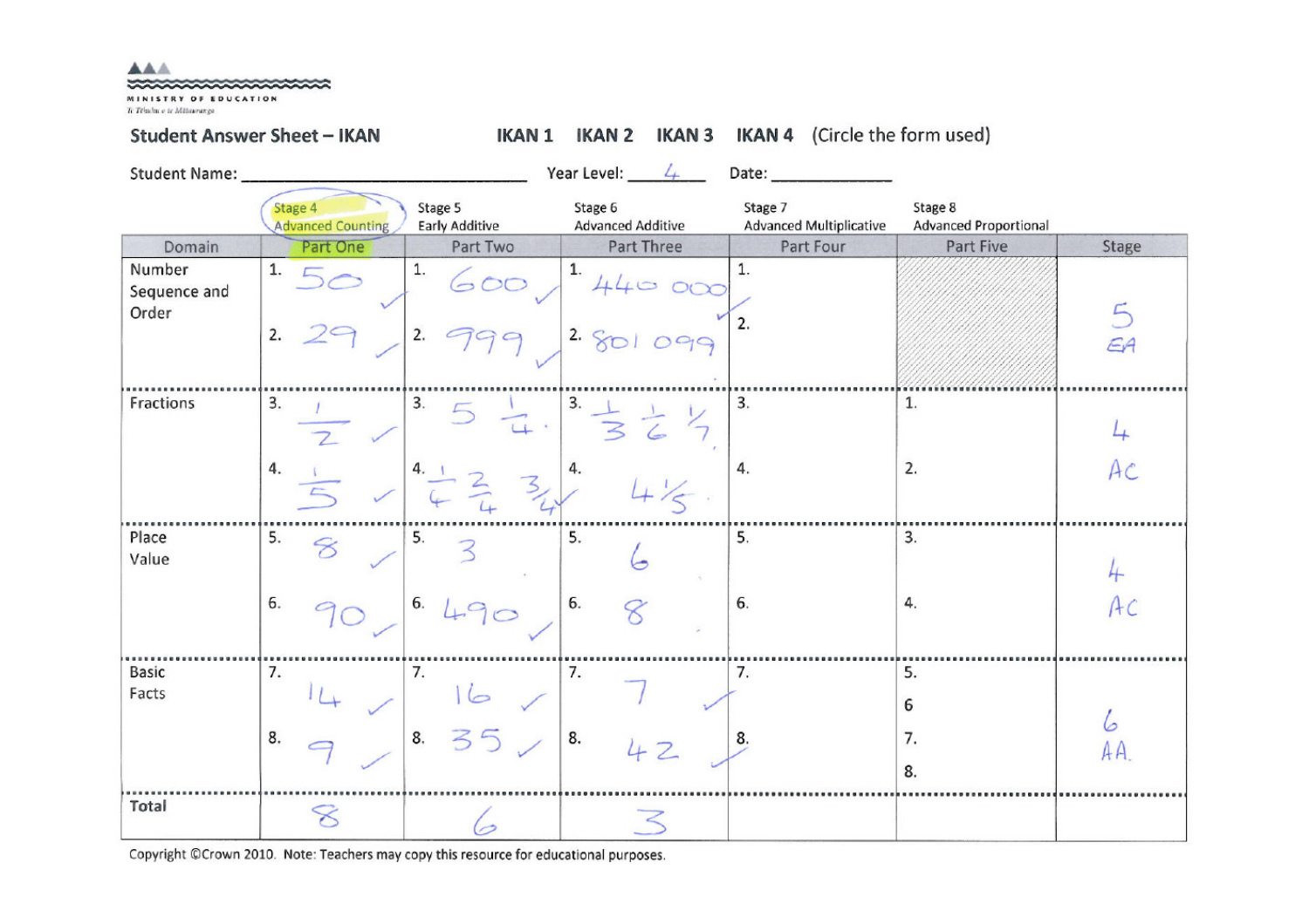MINISTRY OF EDUCATION
Te Tāhuhu o te Mātauranga

**Student Answer Sheet – IKAN** IKAN 1 IKAN 2 IKAN 3 IKAN 4 (Circle the form used)

Student Name: ______________________ Year Level: 4 Date: ____________

| Domain | Stage 4 Advanced Counting — Part One | Stage 5 Early Additive — Part Two | Stage 6 Advanced Additive — Part Three | Stage 7 Advanced Multiplicative — Part Four | Stage 8 Advanced Proportional — Part Five | Stage |
|---|---|---|---|---|---|---|
| Number Sequence and Order | 1. 50 ✓<br>2. 29 ✓ | 1. 600 ✓<br>2. 999 ✓ | 1. 440 000 ✓<br>2. 801 099 | 1.<br>2. | | 5 EA |
| Fractions | 3. $\frac{1}{2}$ ✓<br>4. $\frac{1}{5}$ ✓ | 3. 5 $\frac{1}{4}$.<br>4. $\frac{1}{4}$ $\frac{2}{4}$ $\frac{3}{4}$ ✓ | 3. $\frac{1}{3}$ $\frac{1}{6}$ $\frac{1}{7}$.<br>4. 4 $\frac{1}{5}$. | 3.<br>4. | 1.<br>2. | 4 AC |
| Place Value | 5. 8 ✓<br>6. 90 ✓ | 5. 3<br>6. 490 ✓ | 5. 6<br>6. 8 | 5.<br>6. | 3.<br>4. | 4 AC |
| Basic Facts | 7. 14 ✓<br>8. 9 ✓ | 7. 16 ✓<br>8. 35 ✓ | 7. 7 ✓<br>8. 42 ✓ | 7.<br>8. | 5.<br>6<br>7.<br>8. | 6 AA. |
| Total | 8 | 6 | 3 | | | |

Copyright ©Crown 2010. Note: Teachers may copy this resource for educational purposes.